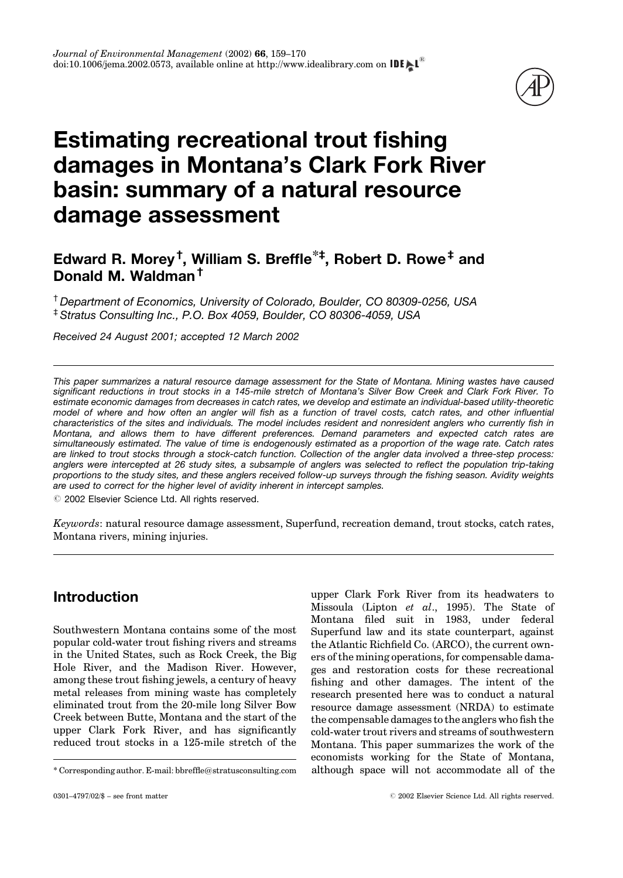# Estimating recreational trout fishing damages in Montana's Clark Fork River basin: summary of a natural resource damage assessment

**Edward R. Morey[†], William S. Breffle[*‡], Robert D. Rowe[‡] and Donald M. Waldman[†]**

[†] Department of Economics, University of Colorado, Boulder, CO 80309-0256, USA
[‡] Stratus Consulting Inc., P.O. Box 4059, Boulder, CO 80306-4059, USA

*Received 24 August 2001; accepted 12 March 2002*

---

*This paper summarizes a natural resource damage assessment for the State of Montana. Mining wastes have caused significant reductions in trout stocks in a 145-mile stretch of Montana's Silver Bow Creek and Clark Fork River. To estimate economic damages from decreases in catch rates, we develop and estimate an individual-based utility-theoretic model of where and how often an angler will fish as a function of travel costs, catch rates, and other influential characteristics of the sites and individuals. The model includes resident and nonresident anglers who currently fish in Montana, and allows them to have different preferences. Demand parameters and expected catch rates are simultaneously estimated. The value of time is endogenously estimated as a proportion of the wage rate. Catch rates are linked to trout stocks through a stock-catch function. Collection of the angler data involved a three-step process: anglers were intercepted at 26 study sites, a subsample of anglers was selected to reflect the population trip-taking proportions to the study sites, and these anglers received follow-up surveys through the fishing season. Avidity weights are used to correct for the higher level of avidity inherent in intercept samples.*

© 2002 Elsevier Science Ltd. All rights reserved.

*Keywords*: natural resource damage assessment, Superfund, recreation demand, trout stocks, catch rates, Montana rivers, mining injuries.

---

## Introduction

Southwestern Montana contains some of the most popular cold-water trout fishing rivers and streams in the United States, such as Rock Creek, the Big Hole River, and the Madison River. However, among these trout fishing jewels, a century of heavy metal releases from mining waste has completely eliminated trout from the 20-mile long Silver Bow Creek between Butte, Montana and the start of the upper Clark Fork River, and has significantly reduced trout stocks in a 125-mile stretch of the upper Clark Fork River from its headwaters to Missoula (Lipton *et al*., 1995). The State of Montana filed suit in 1983, under federal Superfund law and its state counterpart, against the Atlantic Richfield Co. (ARCO), the current owners of the mining operations, for compensable damages and restoration costs for these recreational fishing and other damages. The intent of the research presented here was to conduct a natural resource damage assessment (NRDA) to estimate the compensable damages to the anglers who fish the cold-water trout rivers and streams of southwestern Montana. This paper summarizes the work of the economists working for the State of Montana, although space will not accommodate all of the

\* Corresponding author. E-mail: bbreffle@stratusconsulting.com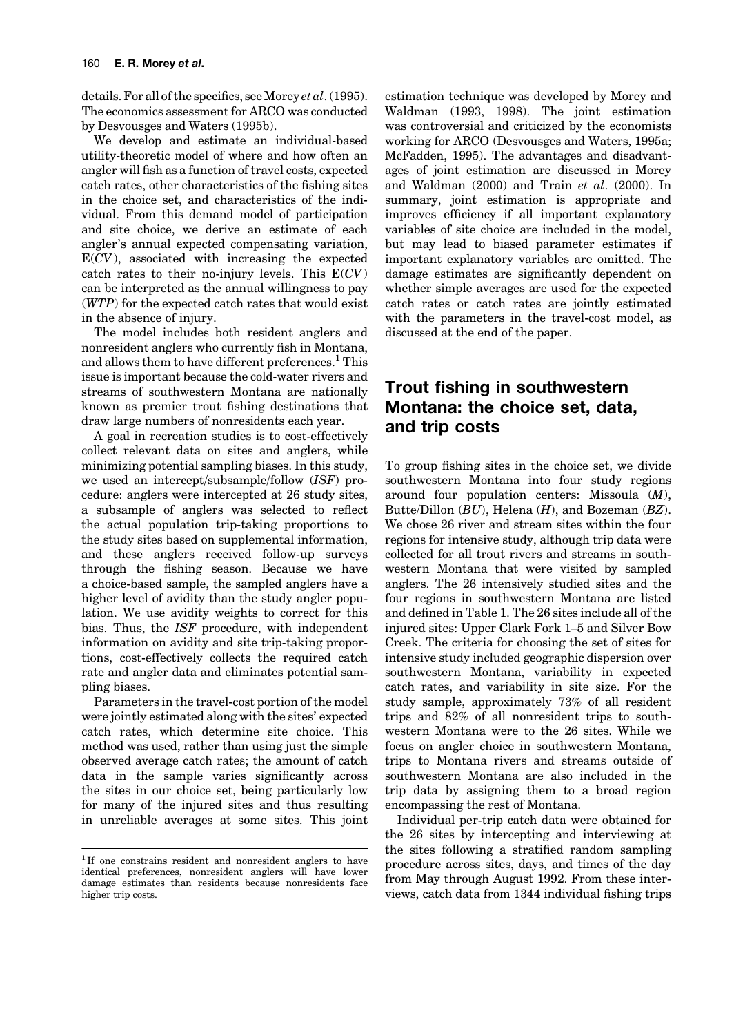details. For all of the specifics, see Morey *et al*. (1995). The economics assessment for ARCO was conducted by Desvousges and Waters (1995b).

We develop and estimate an individual-based utility-theoretic model of where and how often an angler will fish as a function of travel costs, expected catch rates, other characteristics of the fishing sites in the choice set, and characteristics of the individual. From this demand model of participation and site choice, we derive an estimate of each angler's annual expected compensating variation, E(*CV*), associated with increasing the expected catch rates to their no-injury levels. This E(*CV*) can be interpreted as the annual willingness to pay (*WTP*) for the expected catch rates that would exist in the absence of injury.

The model includes both resident anglers and nonresident anglers who currently fish in Montana, and allows them to have different preferences.[1] This issue is important because the cold-water rivers and streams of southwestern Montana are nationally known as premier trout fishing destinations that draw large numbers of nonresidents each year.

A goal in recreation studies is to cost-effectively collect relevant data on sites and anglers, while minimizing potential sampling biases. In this study, we used an intercept/subsample/follow (*ISF*) procedure: anglers were intercepted at 26 study sites, a subsample of anglers was selected to reflect the actual population trip-taking proportions to the study sites based on supplemental information, and these anglers received follow-up surveys through the fishing season. Because we have a choice-based sample, the sampled anglers have a higher level of avidity than the study angler population. We use avidity weights to correct for this bias. Thus, the *ISF* procedure, with independent information on avidity and site trip-taking proportions, cost-effectively collects the required catch rate and angler data and eliminates potential sampling biases.

Parameters in the travel-cost portion of the model were jointly estimated along with the sites' expected catch rates, which determine site choice. This method was used, rather than using just the simple observed average catch rates; the amount of catch data in the sample varies significantly across the sites in our choice set, being particularly low for many of the injured sites and thus resulting in unreliable averages at some sites. This joint estimation technique was developed by Morey and Waldman (1993, 1998). The joint estimation was controversial and criticized by the economists working for ARCO (Desvousges and Waters, 1995a; McFadden, 1995). The advantages and disadvantages of joint estimation are discussed in Morey and Waldman (2000) and Train *et al*. (2000). In summary, joint estimation is appropriate and improves efficiency if all important explanatory variables of site choice are included in the model, but may lead to biased parameter estimates if important explanatory variables are omitted. The damage estimates are significantly dependent on whether simple averages are used for the expected catch rates or catch rates are jointly estimated with the parameters in the travel-cost model, as discussed at the end of the paper.

## Trout fishing in southwestern Montana: the choice set, data, and trip costs

To group fishing sites in the choice set, we divide southwestern Montana into four study regions around four population centers: Missoula (*M*), Butte/Dillon (*BU*), Helena (*H*), and Bozeman (*BZ*). We chose 26 river and stream sites within the four regions for intensive study, although trip data were collected for all trout rivers and streams in southwestern Montana that were visited by sampled anglers. The 26 intensively studied sites and the four regions in southwestern Montana are listed and defined in Table 1. The 26 sites include all of the injured sites: Upper Clark Fork 1–5 and Silver Bow Creek. The criteria for choosing the set of sites for intensive study included geographic dispersion over southwestern Montana, variability in expected catch rates, and variability in site size. For the study sample, approximately 73% of all resident trips and 82% of all nonresident trips to southwestern Montana were to the 26 sites. While we focus on angler choice in southwestern Montana, trips to Montana rivers and streams outside of southwestern Montana are also included in the trip data by assigning them to a broad region encompassing the rest of Montana.

Individual per-trip catch data were obtained for the 26 sites by intercepting and interviewing at the sites following a stratified random sampling procedure across sites, days, and times of the day from May through August 1992. From these interviews, catch data from 1344 individual fishing trips

[1] If one constrains resident and nonresident anglers to have identical preferences, nonresident anglers will have lower damage estimates than residents because nonresidents face higher trip costs.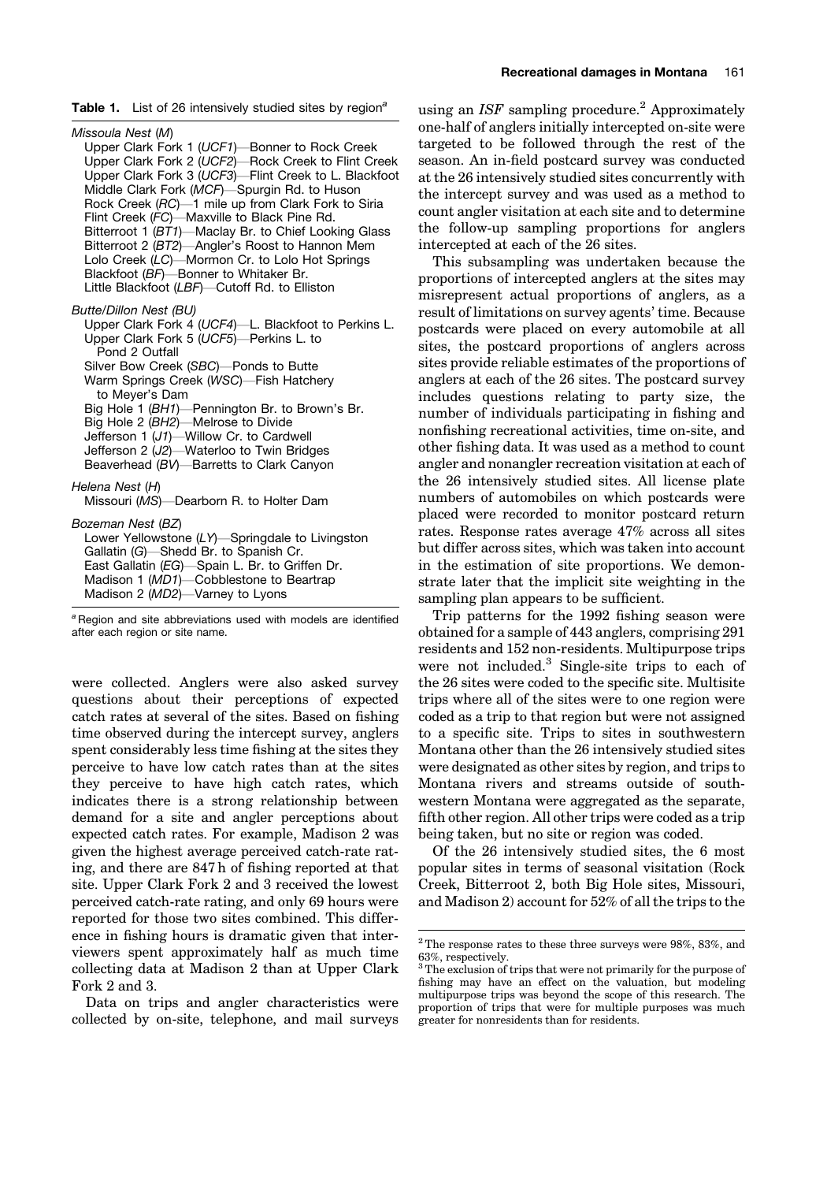**Table 1.** List of 26 intensively studied sites by region[a]

*Missoula Nest (M)*
- Upper Clark Fork 1 (*UCF1*)—Bonner to Rock Creek
- Upper Clark Fork 2 (*UCF2*)—Rock Creek to Flint Creek
- Upper Clark Fork 3 (*UCF3*)—Flint Creek to L. Blackfoot
- Middle Clark Fork (*MCF*)—Spurgin Rd. to Huson
- Rock Creek (*RC*)—1 mile up from Clark Fork to Siria
- Flint Creek (*FC*)—Maxville to Black Pine Rd.
- Bitterroot 1 (*BT1*)—Maclay Br. to Chief Looking Glass
- Bitterroot 2 (*BT2*)—Angler's Roost to Hannon Mem
- Lolo Creek (*LC*)—Mormon Cr. to Lolo Hot Springs
- Blackfoot (*BF*)—Bonner to Whitaker Br.
- Little Blackfoot (*LBF*)—Cutoff Rd. to Elliston

*Butte/Dillon Nest (BU)*
- Upper Clark Fork 4 (*UCF4*)—L. Blackfoot to Perkins L.
- Upper Clark Fork 5 (*UCF5*)—Perkins L. to Pond 2 Outfall
- Silver Bow Creek (*SBC*)—Ponds to Butte
- Warm Springs Creek (*WSC*)—Fish Hatchery to Meyer's Dam
- Big Hole 1 (*BH1*)—Pennington Br. to Brown's Br.
- Big Hole 2 (*BH2*)—Melrose to Divide
- Jefferson 1 (*J1*)—Willow Cr. to Cardwell
- Jefferson 2 (*J2*)—Waterloo to Twin Bridges
- Beaverhead (*BV*)—Barretts to Clark Canyon

*Helena Nest (H)*
- Missouri (*MS*)—Dearborn R. to Holter Dam

*Bozeman Nest (BZ)*
- Lower Yellowstone (*LY*)—Springdale to Livingston
- Gallatin (*G*)—Shedd Br. to Spanish Cr.
- East Gallatin (*EG*)—Spain L. Br. to Griffen Dr.
- Madison 1 (*MD1*)—Cobblestone to Beartrap
- Madison 2 (*MD2*)—Varney to Lyons

[a] Region and site abbreviations used with models are identified after each region or site name.

were collected. Anglers were also asked survey questions about their perceptions of expected catch rates at several of the sites. Based on fishing time observed during the intercept survey, anglers spent considerably less time fishing at the sites they perceive to have low catch rates than at the sites they perceive to have high catch rates, which indicates there is a strong relationship between demand for a site and angler perceptions about expected catch rates. For example, Madison 2 was given the highest average perceived catch-rate rating, and there are 847 h of fishing reported at that site. Upper Clark Fork 2 and 3 received the lowest perceived catch-rate rating, and only 69 hours were reported for those two sites combined. This difference in fishing hours is dramatic given that interviewers spent approximately half as much time collecting data at Madison 2 than at Upper Clark Fork 2 and 3.

Data on trips and angler characteristics were collected by on-site, telephone, and mail surveys using an *ISF* sampling procedure.[2] Approximately one-half of anglers initially intercepted on-site were targeted to be followed through the rest of the season. An in-field postcard survey was conducted at the 26 intensively studied sites concurrently with the intercept survey and was used as a method to count angler visitation at each site and to determine the follow-up sampling proportions for anglers intercepted at each of the 26 sites.

This subsampling was undertaken because the proportions of intercepted anglers at the sites may misrepresent actual proportions of anglers, as a result of limitations on survey agents' time. Because postcards were placed on every automobile at all sites, the postcard proportions of anglers across sites provide reliable estimates of the proportions of anglers at each of the 26 sites. The postcard survey includes questions relating to party size, the number of individuals participating in fishing and nonfishing recreational activities, time on-site, and other fishing data. It was used as a method to count angler and nonangler recreation visitation at each of the 26 intensively studied sites. All license plate numbers of automobiles on which postcards were placed were recorded to monitor postcard return rates. Response rates average 47% across all sites but differ across sites, which was taken into account in the estimation of site proportions. We demonstrate later that the implicit site weighting in the sampling plan appears to be sufficient.

Trip patterns for the 1992 fishing season were obtained for a sample of 443 anglers, comprising 291 residents and 152 non-residents. Multipurpose trips were not included.[3] Single-site trips to each of the 26 sites were coded to the specific site. Multisite trips where all of the sites were to one region were coded as a trip to that region but were not assigned to a specific site. Trips to sites in southwestern Montana other than the 26 intensively studied sites were designated as other sites by region, and trips to Montana rivers and streams outside of southwestern Montana were aggregated as the separate, fifth other region. All other trips were coded as a trip being taken, but no site or region was coded.

Of the 26 intensively studied sites, the 6 most popular sites in terms of seasonal visitation (Rock Creek, Bitterroot 2, both Big Hole sites, Missouri, and Madison 2) account for 52% of all the trips to the

---

[2] The response rates to these three surveys were 98%, 83%, and 63%, respectively.

[3] The exclusion of trips that were not primarily for the purpose of fishing may have an effect on the valuation, but modeling multipurpose trips was beyond the scope of this research. The proportion of trips that were for multiple purposes was much greater for nonresidents than for residents.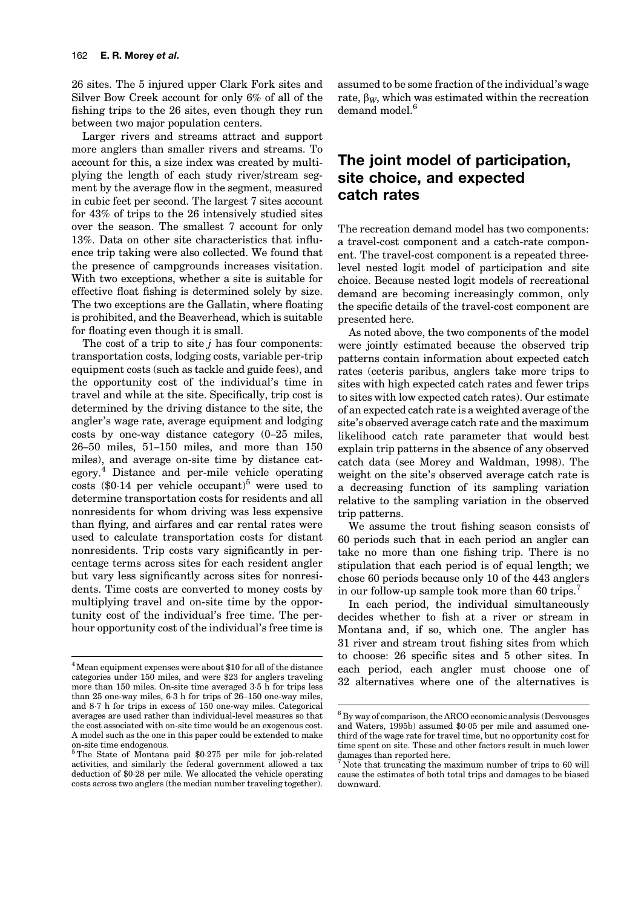26 sites. The 5 injured upper Clark Fork sites and Silver Bow Creek account for only 6% of all of the fishing trips to the 26 sites, even though they run between two major population centers.

Larger rivers and streams attract and support more anglers than smaller rivers and streams. To account for this, a size index was created by multiplying the length of each study river/stream segment by the average flow in the segment, measured in cubic feet per second. The largest 7 sites account for 43% of trips to the 26 intensively studied sites over the season. The smallest 7 account for only 13%. Data on other site characteristics that influence trip taking were also collected. We found that the presence of campgrounds increases visitation. With two exceptions, whether a site is suitable for effective float fishing is determined solely by size. The two exceptions are the Gallatin, where floating is prohibited, and the Beaverhead, which is suitable for floating even though it is small.

The cost of a trip to site $j$ has four components: transportation costs, lodging costs, variable per-trip equipment costs (such as tackle and guide fees), and the opportunity cost of the individual's time in travel and while at the site. Specifically, trip cost is determined by the driving distance to the site, the angler's wage rate, average equipment and lodging costs by one-way distance category (0–25 miles, 26–50 miles, 51–150 miles, and more than 150 miles), and average on-site time by distance category.[4] Distance and per-mile vehicle operating costs (\$0·14 per vehicle occupant)[5] were used to determine transportation costs for residents and all nonresidents for whom driving was less expensive than flying, and airfares and car rental rates were used to calculate transportation costs for distant nonresidents. Trip costs vary significantly in percentage terms across sites for each resident angler but vary less significantly across sites for nonresidents. Time costs are converted to money costs by multiplying travel and on-site time by the opportunity cost of the individual's free time. The per-hour opportunity cost of the individual's free time is assumed to be some fraction of the individual's wage rate, $\beta_W$, which was estimated within the recreation demand model.[6]

## The joint model of participation, site choice, and expected catch rates

The recreation demand model has two components: a travel-cost component and a catch-rate component. The travel-cost component is a repeated three-level nested logit model of participation and site choice. Because nested logit models of recreational demand are becoming increasingly common, only the specific details of the travel-cost component are presented here.

As noted above, the two components of the model were jointly estimated because the observed trip patterns contain information about expected catch rates (ceteris paribus, anglers take more trips to sites with high expected catch rates and fewer trips to sites with low expected catch rates). Our estimate of an expected catch rate is a weighted average of the site's observed average catch rate and the maximum likelihood catch rate parameter that would best explain trip patterns in the absence of any observed catch data (see Morey and Waldman, 1998). The weight on the site's observed average catch rate is a decreasing function of its sampling variation relative to the sampling variation in the observed trip patterns.

We assume the trout fishing season consists of 60 periods such that in each period an angler can take no more than one fishing trip. There is no stipulation that each period is of equal length; we chose 60 periods because only 10 of the 443 anglers in our follow-up sample took more than 60 trips.[7]

In each period, the individual simultaneously decides whether to fish at a river or stream in Montana and, if so, which one. The angler has 31 river and stream trout fishing sites from which to choose: 26 specific sites and 5 other sites. In each period, each angler must choose one of 32 alternatives where one of the alternatives is

---

[4] Mean equipment expenses were about \$10 for all of the distance categories under 150 miles, and were \$23 for anglers traveling more than 150 miles. On-site time averaged 3·5 h for trips less than 25 one-way miles, 6·3 h for trips of 26–150 one-way miles, and 8·7 h for trips in excess of 150 one-way miles. Categorical averages are used rather than individual-level measures so that the cost associated with on-site time would be an exogenous cost. A model such as the one in this paper could be extended to make on-site time endogenous.

[5] The State of Montana paid \$0·275 per mile for job-related activities, and similarly the federal government allowed a tax deduction of \$0·28 per mile. We allocated the vehicle operating costs across two anglers (the median number traveling together).

[6] By way of comparison, the ARCO economic analysis (Desvousges and Waters, 1995b) assumed \$0·05 per mile and assumed one-third of the wage rate for travel time, but no opportunity cost for time spent on site. These and other factors result in much lower damages than reported here.

[7] Note that truncating the maximum number of trips to 60 will cause the estimates of both total trips and damages to be biased downward.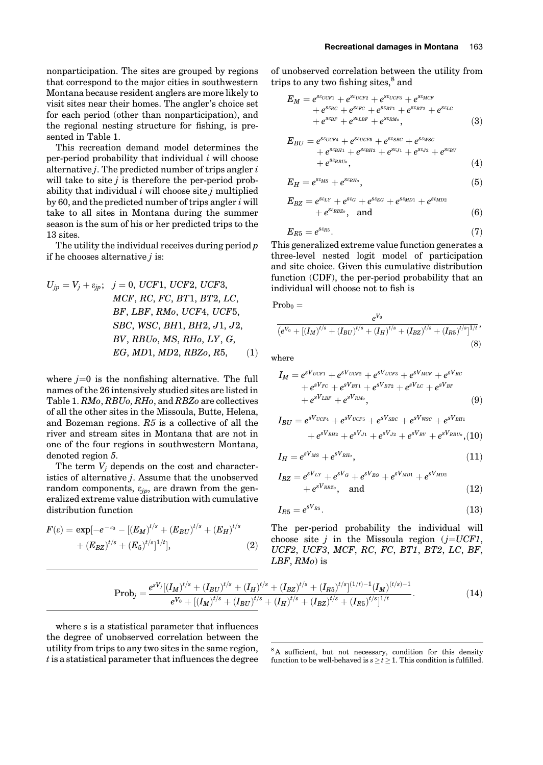nonparticipation. The sites are grouped by regions that correspond to the major cities in southwestern Montana because resident anglers are more likely to visit sites near their homes. The angler's choice set for each period (other than nonparticipation), and the regional nesting structure for fishing, is presented in Table 1.

This recreation demand model determines the per-period probability that individual $i$ will choose alternative $j$. The predicted number of trips angler $i$ will take to site $j$ is therefore the per-period probability that individual $i$ will choose site $j$ multiplied by 60, and the predicted number of trips angler $i$ will take to all sites in Montana during the summer season is the sum of his or her predicted trips to the 13 sites.

The utility the individual receives during period $p$ if he chooses alternative $j$ is:

$$U_{jp} = V_j + \varepsilon_{jp}; \quad j = 0, UCF1, UCF2, UCF3, MCF, RC, FC, BT1, BT2, LC, BF, LBF, RMo, UCF4, UCF5, SBC, WSC, BH1, BH2, J1, J2, BV, RBUo, MS, RHo, LY, G, EG, MD1, MD2, RBZo, R5, \tag{1}$$

where $j$=0 is the nonfishing alternative. The full names of the 26 intensively studied sites are listed in Table 1. *RMo*, *RBUo*, *RHo*, and *RBZo* are collectives of all the other sites in the Missoula, Butte, Helena, and Bozeman regions. *R5* is a collective of all the river and stream sites in Montana that are not in one of the four regions in southwestern Montana, denoted region *5*.

The term $V_j$ depends on the cost and characteristics of alternative $j$. Assume that the unobserved random components, $\varepsilon_{jp}$, are drawn from the generalized extreme value distribution with cumulative distribution function

$$F(\varepsilon) = \exp[-e^{-\varepsilon_0} - [(E_M)^{t/s} + (E_{BU})^{t/s} + (E_H)^{t/s} + (E_{BZ})^{t/s} + (E_5)^{t/s}]^{1/t}], \tag{2}$$

where $s$ is a statistical parameter that influences the degree of unobserved correlation between the utility from trips to any two sites in the same region, $t$ is a statistical parameter that influences the degree of unobserved correlation between the utility from trips to any two fishing sites,[8] and

$$E_M = e^{s\varepsilon_{UCF1}} + e^{s\varepsilon_{UCF2}} + e^{s\varepsilon_{UCF3}} + e^{s\varepsilon_{MCF}} + e^{s\varepsilon_{RC}} + e^{s\varepsilon_{FC}} + e^{s\varepsilon_{BT1}} + e^{s\varepsilon_{BT2}} + e^{s\varepsilon_{LC}} + e^{s\varepsilon_{BF}} + e^{s\varepsilon_{LBF}} + e^{s\varepsilon_{RMo}}, \tag{3}$$

$$E_{BU} = e^{s\varepsilon_{UCF4}} + e^{s\varepsilon_{UCF5}} + e^{s\varepsilon_{SBC}} + e^{s\varepsilon_{WSC}} + e^{s\varepsilon_{BH1}} + e^{s\varepsilon_{BH2}} + e^{s\varepsilon_{J1}} + e^{s\varepsilon_{J2}} + e^{s\varepsilon_{BV}} + e^{s\varepsilon_{RBUo}}, \tag{4}$$

$$E_H = e^{s\varepsilon_{MS}} + e^{s\varepsilon_{RHo}}, \tag{5}$$

$$E_{BZ} = e^{s\varepsilon_{LY}} + e^{s\varepsilon_{G}} + e^{s\varepsilon_{EG}} + e^{s\varepsilon_{MD1}} + e^{s\varepsilon_{MD2}} + e^{s\varepsilon_{RBZo}}, \quad \text{and} \tag{6}$$

$$E_{R5} = e^{s\varepsilon_{R5}}. \tag{7}$$

This generalized extreme value function generates a three-level nested logit model of participation and site choice. Given this cumulative distribution function (CDF), the per-period probability that an individual will choose not to fish is

$$\text{Prob}_0 = \frac{e^{V_0}}{(e^{V_0} + [(I_M)^{t/s} + (I_{BU})^{t/s} + (I_H)^{t/s} + (I_{BZ})^{t/s} + (I_{R5})^{t/s}]^{1/t}}, \tag{8}$$

where

$$I_M = e^{sV_{UCF1}} + e^{sV_{UCF2}} + e^{sV_{UCF3}} + e^{sV_{MCF}} + e^{sV_{RC}} + e^{sV_{FC}} + e^{sV_{BT1}} + e^{sV_{BT2}} + e^{sV_{LC}} + e^{sV_{BF}} + e^{sV_{LBF}} + e^{sV_{RMo}}, \tag{9}$$

$$I_{BU} = e^{sV_{UCF4}} + e^{sV_{UCF5}} + e^{sV_{SBC}} + e^{sV_{WSC}} + e^{sV_{BH1}} + e^{sV_{BH2}} + e^{sV_{J1}} + e^{sV_{J2}} + e^{sV_{BV}} + e^{sV_{RBUo}}, \tag{10}$$

$$I_H = e^{sV_{MS}} + e^{sV_{RHo}}, \tag{11}$$

$$I_{BZ} = e^{sV_{LY}} + e^{sV_{G}} + e^{sV_{EG}} + e^{sV_{MD1}} + e^{sV_{MD2}} + e^{sV_{RBZo}}, \quad \text{and} \tag{12}$$

$$I_{R5} = e^{sV_{R5}}. \tag{13}$$

The per-period probability the individual will choose site $j$ in the Missoula region ($j$=*UCF1*, *UCF2*, *UCF3*, *MCF*, *RC*, *FC*, *BT1*, *BT2*, *LC*, *BF*, *LBF*, *RMo*) is

$$\text{Prob}_j = \frac{e^{sV_j}[(I_M)^{t/s} + (I_{BU})^{t/s} + (I_H)^{t/s} + (I_{BZ})^{t/s} + (I_{R5})^{t/s}]^{(1/t)-1}(I_M)^{(t/s)-1}}{e^{V_0} + [(I_M)^{t/s} + (I_{BU})^{t/s} + (I_H)^{t/s} + (I_{BZ})^{t/s} + (I_{R5})^{t/s}]^{1/t}}. \tag{14}$$

[8] A sufficient, but not necessary, condition for this density function to be well-behaved is $s \geq t \geq 1$. This condition is fulfilled.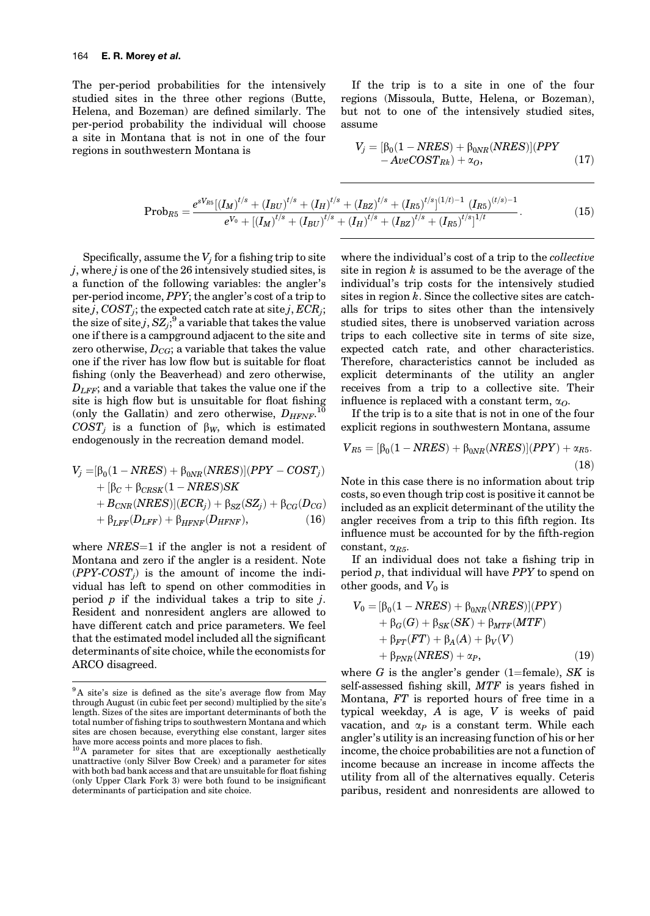The per-period probabilities for the intensively studied sites in the three other regions (Butte, Helena, and Bozeman) are defined similarly. The per-period probability the individual will choose a site in Montana that is not in one of the four regions in southwestern Montana is

$$\text{Prob}_{R5} = \frac{e^{sV_{R5}}[(I_M)^{t/s} + (I_{BU})^{t/s} + (I_H)^{t/s} + (I_{BZ})^{t/s} + (I_{R5})^{t/s}]^{(1/t)-1}\,(I_{R5})^{(t/s)-1}}{e^{V_0} + [(I_M)^{t/s} + (I_{BU})^{t/s} + (I_H)^{t/s} + (I_{BZ})^{t/s} + (I_{R5})^{t/s}]^{1/t}}. \tag{15}$$

Specifically, assume the $V_j$ for a fishing trip to site $j$, where $j$ is one of the 26 intensively studied sites, is a function of the following variables: the angler's per-period income, $PPY$; the angler's cost of a trip to site $j$, $COST_j$; the expected catch rate at site $j$, $ECR_j$; the size of site $j$, $SZ_j$;[9] a variable that takes the value one if there is a campground adjacent to the site and zero otherwise, $D_{CG}$; a variable that takes the value one if the river has low flow but is suitable for float fishing (only the Beaverhead) and zero otherwise, $D_{LFF}$; and a variable that takes the value one if the site is high flow but is unsuitable for float fishing (only the Gallatin) and zero otherwise, $D_{HFNF}$.[10] $COST_j$ is a function of $\beta_W$, which is estimated endogenously in the recreation demand model.

$$\begin{aligned} V_j =& [\beta_0(1 - NRES) + \beta_{0NR}(NRES)](PPY - COST_j) \\ &+ [\beta_C + \beta_{CRSK}(1 - NRES)SK \\ &+ B_{CNR}(NRES)](ECR_j) + \beta_{SZ}(SZ_j) + \beta_{CG}(D_{CG}) \\ &+ \beta_{LFF}(D_{LFF}) + \beta_{HFNF}(D_{HFNF}), \end{aligned} \tag{16}$$

where $NRES$=1 if the angler is not a resident of Montana and zero if the angler is a resident. Note ($PPY$-$COST_j$) is the amount of income the individual has left to spend on other commodities in period $p$ if the individual takes a trip to site $j$. Resident and nonresident anglers are allowed to have different catch and price parameters. We feel that the estimated model included all the significant determinants of site choice, while the economists for ARCO disagreed.

If the trip is to a site in one of the four regions (Missoula, Butte, Helena, or Bozeman), but not to one of the intensively studied sites, assume

$$V_j = [\beta_0(1 - NRES) + \beta_{0NR}(NRES)](PPY - AveCOST_{Rk}) + \alpha_O, \tag{17}$$

where the individual's cost of a trip to the *collective* site in region $k$ is assumed to be the average of the individual's trip costs for the intensively studied sites in region $k$. Since the collective sites are catch-alls for trips to sites other than the intensively studied sites, there is unobserved variation across trips to each collective site in terms of site size, expected catch rate, and other characteristics. Therefore, characteristics cannot be included as explicit determinants of the utility an angler receives from a trip to a collective site. Their influence is replaced with a constant term, $\alpha_O$.

If the trip is to a site that is not in one of the four explicit regions in southwestern Montana, assume

$$V_{R5} = [\beta_0(1 - NRES) + \beta_{0NR}(NRES)](PPY) + \alpha_{R5}. \tag{18}$$

Note in this case there is no information about trip costs, so even though trip cost is positive it cannot be included as an explicit determinant of the utility the angler receives from a trip to this fifth region. Its influence must be accounted for by the fifth-region constant, $\alpha_{R5}$.

If an individual does not take a fishing trip in period $p$, that individual will have $PPY$ to spend on other goods, and $V_0$ is

$$\begin{aligned} V_0 =& [\beta_0(1 - NRES) + \beta_{0NR}(NRES)](PPY) \\ &+ \beta_G(G) + \beta_{SK}(SK) + \beta_{MTF}(MTF) \\ &+ \beta_{FT}(FT) + \beta_A(A) + \beta_V(V) \\ &+ \beta_{PNR}(NRES) + \alpha_P, \end{aligned} \tag{19}$$

where $G$ is the angler's gender (1=female), $SK$ is self-assessed fishing skill, $MTF$ is years fished in Montana, $FT$ is reported hours of free time in a typical weekday, $A$ is age, $V$ is weeks of paid vacation, and $\alpha_P$ is a constant term. While each angler's utility is an increasing function of his or her income, the choice probabilities are not a function of income because an increase in income affects the utility from all of the alternatives equally. Ceteris paribus, resident and nonresidents are allowed to

---

[9] A site's size is defined as the site's average flow from May through August (in cubic feet per second) multiplied by the site's length. Sizes of the sites are important determinants of both the total number of fishing trips to southwestern Montana and which sites are chosen because, everything else constant, larger sites have more access points and more places to fish.

[10] A parameter for sites that are exceptionally aesthetically unattractive (only Silver Bow Creek) and a parameter for sites with both bad bank access and that are unsuitable for float fishing (only Upper Clark Fork 3) were both found to be insignificant determinants of participation and site choice.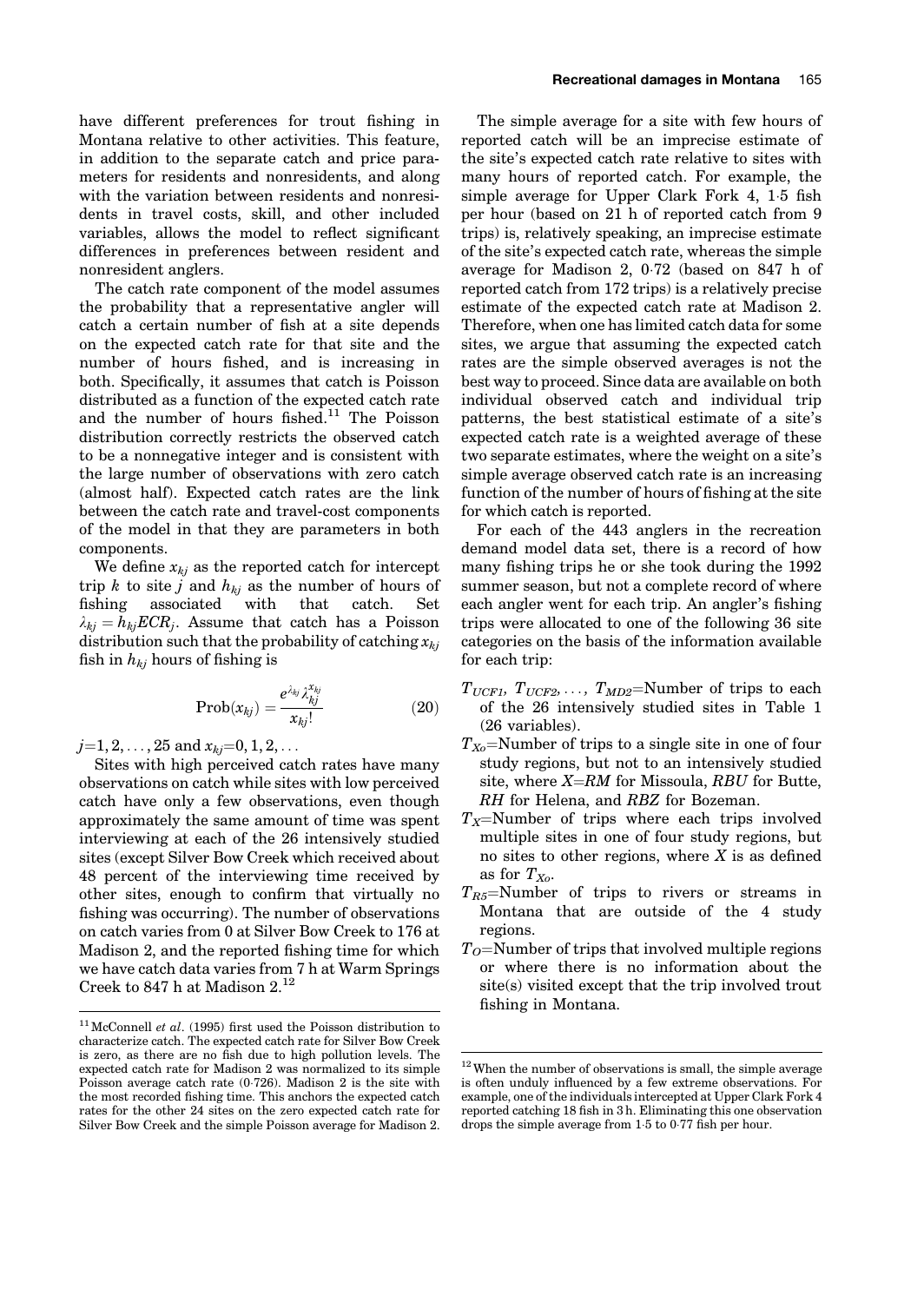have different preferences for trout fishing in Montana relative to other activities. This feature, in addition to the separate catch and price parameters for residents and nonresidents, and along with the variation between residents and nonresidents in travel costs, skill, and other included variables, allows the model to reflect significant differences in preferences between resident and nonresident anglers.

The catch rate component of the model assumes the probability that a representative angler will catch a certain number of fish at a site depends on the expected catch rate for that site and the number of hours fished, and is increasing in both. Specifically, it assumes that catch is Poisson distributed as a function of the expected catch rate and the number of hours fished.[11] The Poisson distribution correctly restricts the observed catch to be a nonnegative integer and is consistent with the large number of observations with zero catch (almost half). Expected catch rates are the link between the catch rate and travel-cost components of the model in that they are parameters in both components.

We define $x_{kj}$ as the reported catch for intercept trip $k$ to site $j$ and $h_{kj}$ as the number of hours of fishing associated with that catch. Set $\lambda_{kj} = h_{kj} ECR_j$. Assume that catch has a Poisson distribution such that the probability of catching $x_{kj}$ fish in $h_{kj}$ hours of fishing is

$$\text{Prob}(x_{kj}) = \frac{e^{\lambda_{kj}} \lambda_{kj}^{x_{kj}}}{x_{kj}!} \tag{20}$$

$j=1, 2, \ldots, 25$ and $x_{kj}=0, 1, 2, \ldots$

Sites with high perceived catch rates have many observations on catch while sites with low perceived catch have only a few observations, even though approximately the same amount of time was spent interviewing at each of the 26 intensively studied sites (except Silver Bow Creek which received about 48 percent of the interviewing time received by other sites, enough to confirm that virtually no fishing was occurring). The number of observations on catch varies from 0 at Silver Bow Creek to 176 at Madison 2, and the reported fishing time for which we have catch data varies from 7 h at Warm Springs Creek to 847 h at Madison 2.[12]

The simple average for a site with few hours of reported catch will be an imprecise estimate of the site's expected catch rate relative to sites with many hours of reported catch. For example, the simple average for Upper Clark Fork 4, 1·5 fish per hour (based on 21 h of reported catch from 9 trips) is, relatively speaking, an imprecise estimate of the site's expected catch rate, whereas the simple average for Madison 2, 0·72 (based on 847 h of reported catch from 172 trips) is a relatively precise estimate of the expected catch rate at Madison 2. Therefore, when one has limited catch data for some sites, we argue that assuming the expected catch rates are the simple observed averages is not the best way to proceed. Since data are available on both individual observed catch and individual trip patterns, the best statistical estimate of a site's expected catch rate is a weighted average of these two separate estimates, where the weight on a site's simple average observed catch rate is an increasing function of the number of hours of fishing at the site for which catch is reported.

For each of the 443 anglers in the recreation demand model data set, there is a record of how many fishing trips he or she took during the 1992 summer season, but not a complete record of where each angler went for each trip. An angler's fishing trips were allocated to one of the following 36 site categories on the basis of the information available for each trip:

- $T_{UCF1}$, $T_{UCF2}$, ..., $T_{MD2}$=Number of trips to each of the 26 intensively studied sites in Table 1 (26 variables).
- $T_{Xo}$=Number of trips to a single site in one of four study regions, but not to an intensively studied site, where $X$=$RM$ for Missoula, $RBU$ for Butte, $RH$ for Helena, and $RBZ$ for Bozeman.
- $T_X$=Number of trips where each trips involved multiple sites in one of four study regions, but no sites to other regions, where $X$ is as defined as for $T_{Xo}$.
- $T_{R5}$=Number of trips to rivers or streams in Montana that are outside of the 4 study regions.
- $T_O$=Number of trips that involved multiple regions or where there is no information about the site(s) visited except that the trip involved trout fishing in Montana.

[11] McConnell *et al*. (1995) first used the Poisson distribution to characterize catch. The expected catch rate for Silver Bow Creek is zero, as there are no fish due to high pollution levels. The expected catch rate for Madison 2 was normalized to its simple Poisson average catch rate (0·726). Madison 2 is the site with the most recorded fishing time. This anchors the expected catch rates for the other 24 sites on the zero expected catch rate for Silver Bow Creek and the simple Poisson average for Madison 2.

[12] When the number of observations is small, the simple average is often unduly influenced by a few extreme observations. For example, one of the individuals intercepted at Upper Clark Fork 4 reported catching 18 fish in 3 h. Eliminating this one observation drops the simple average from 1·5 to 0·77 fish per hour.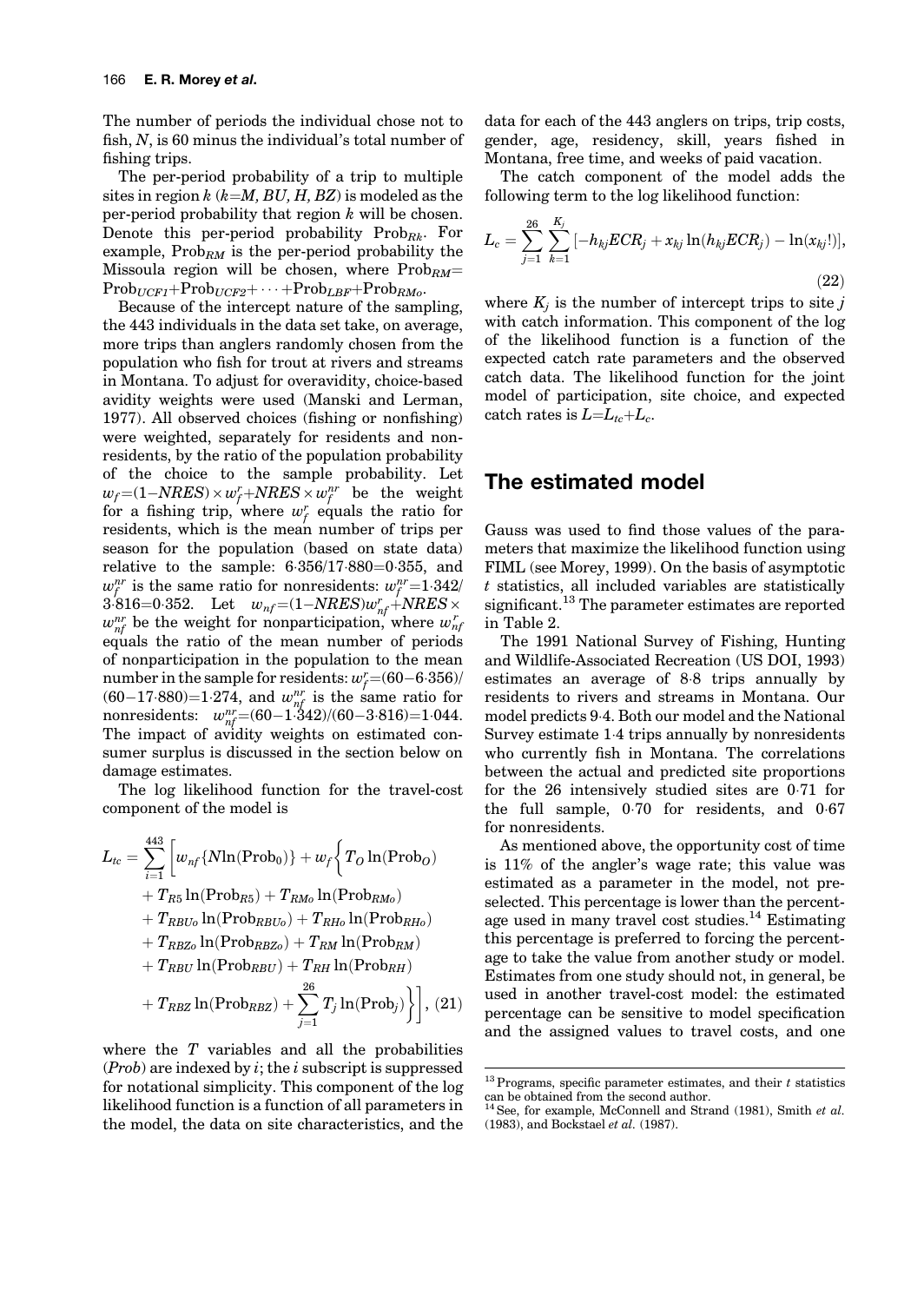The number of periods the individual chose not to fish, $N$, is 60 minus the individual's total number of fishing trips.

The per-period probability of a trip to multiple sites in region $k$ ($k$=*M, BU, H, BZ*) is modeled as the per-period probability that region $k$ will be chosen. Denote this per-period probability $\text{Prob}_{Rk}$. For example, $\text{Prob}_{RM}$ is the per-period probability the Missoula region will be chosen, where $\text{Prob}_{RM}=\text{Prob}_{UCF1}+\text{Prob}_{UCF2}+\cdots+\text{Prob}_{LBF}+\text{Prob}_{RMo}$.

Because of the intercept nature of the sampling, the 443 individuals in the data set take, on average, more trips than anglers randomly chosen from the population who fish for trout at rivers and streams in Montana. To adjust for overavidity, choice-based avidity weights were used (Manski and Lerman, 1977). All observed choices (fishing or nonfishing) were weighted, separately for residents and nonresidents, by the ratio of the population probability of the choice to the sample probability. Let $w_f=(1-NRES)\times w_f^r+NRES\times w_f^{nr}$ be the weight for a fishing trip, where $w_f^r$ equals the ratio for residents, which is the mean number of trips per season for the population (based on state data) relative to the sample: $6{\cdot}356/17{\cdot}880=0{\cdot}355$, and $w_f^{nr}$ is the same ratio for nonresidents: $w_f^{nr}=1{\cdot}342/3{\cdot}816=0{\cdot}352$. Let $w_{nf}=(1-NRES)w_{nf}^r+NRES\times w_{nf}^{nr}$ be the weight for nonparticipation, where $w_{nf}^r$ equals the ratio of the mean number of periods of nonparticipation in the population to the mean number in the sample for residents: $w_f^r=(60-6{\cdot}356)/(60-17{\cdot}880)=1{\cdot}274$, and $w_{nf}^{nr}$ is the same ratio for nonresidents: $w_{nf}^{nr}=(60-1{\cdot}342)/(60-3{\cdot}816)=1{\cdot}044$. The impact of avidity weights on estimated consumer surplus is discussed in the section below on damage estimates.

The log likelihood function for the travel-cost component of the model is

$$L_{tc}=\sum_{i=1}^{443}\bigg[w_{nf}\{N\ln(\text{Prob}_0)\}+w_f\bigg\{T_O\ln(\text{Prob}_O)+T_{R5}\ln(\text{Prob}_{R5})+T_{RMo}\ln(\text{Prob}_{RMo})+T_{RBUo}\ln(\text{Prob}_{RBUo})+T_{RHo}\ln(\text{Prob}_{RHo})+T_{RBZo}\ln(\text{Prob}_{RBZo})+T_{RM}\ln(\text{Prob}_{RM})+T_{RBU}\ln(\text{Prob}_{RBU})+T_{RH}\ln(\text{Prob}_{RH})+T_{RBZ}\ln(\text{Prob}_{RBZ})+\sum_{j=1}^{26}T_j\ln(\text{Prob}_j)\bigg\}\bigg],\quad(21)$$

where the $T$ variables and all the probabilities ($Prob$) are indexed by $i$; the $i$ subscript is suppressed for notational simplicity. This component of the log likelihood function is a function of all parameters in the model, the data on site characteristics, and the data for each of the 443 anglers on trips, trip costs, gender, age, residency, skill, years fished in Montana, free time, and weeks of paid vacation.

The catch component of the model adds the following term to the log likelihood function:

$$L_c=\sum_{j=1}^{26}\sum_{k=1}^{K_j}[-h_{kj}ECR_j+x_{kj}\ln(h_{kj}ECR_j)-\ln(x_{kj}!)],\quad(22)$$

where $K_j$ is the number of intercept trips to site $j$ with catch information. This component of the log of the likelihood function is a function of the expected catch rate parameters and the observed catch data. The likelihood function for the joint model of participation, site choice, and expected catch rates is $L=L_{tc}+L_c$.

## The estimated model

Gauss was used to find those values of the parameters that maximize the likelihood function using FIML (see Morey, 1999). On the basis of asymptotic $t$ statistics, all included variables are statistically significant.[13] The parameter estimates are reported in Table 2.

The 1991 National Survey of Fishing, Hunting and Wildlife-Associated Recreation (US DOI, 1993) estimates an average of 8·8 trips annually by residents to rivers and streams in Montana. Our model predicts 9·4. Both our model and the National Survey estimate 1·4 trips annually by nonresidents who currently fish in Montana. The correlations between the actual and predicted site proportions for the 26 intensively studied sites are 0·71 for the full sample, 0·70 for residents, and 0·67 for nonresidents.

As mentioned above, the opportunity cost of time is 11% of the angler's wage rate; this value was estimated as a parameter in the model, not preselected. This percentage is lower than the percentage used in many travel cost studies.[14] Estimating this percentage is preferred to forcing the percentage to take the value from another study or model. Estimates from one study should not, in general, be used in another travel-cost model: the estimated percentage can be sensitive to model specification and the assigned values to travel costs, and one

[13] Programs, specific parameter estimates, and their $t$ statistics can be obtained from the second author.

[14] See, for example, McConnell and Strand (1981), Smith *et al.* (1983), and Bockstael *et al.* (1987).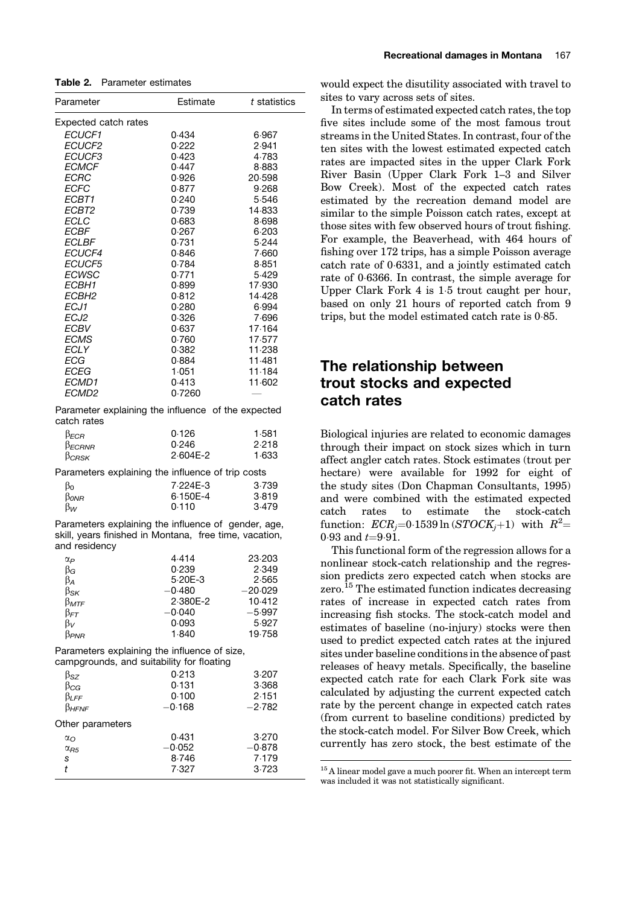**Table 2.** Parameter estimates

| Parameter | Estimate | t statistics |
|---|---|---|
| Expected catch rates | | |
| *ECUCF1* | 0·434 | 6·967 |
| *ECUCF2* | 0·222 | 2·941 |
| *ECUCF3* | 0·423 | 4·783 |
| *ECMCF* | 0·447 | 8·883 |
| *ECRC* | 0·926 | 20·598 |
| *ECFC* | 0·877 | 9·268 |
| *ECBT1* | 0·240 | 5·546 |
| *ECBT2* | 0·739 | 14·833 |
| *ECLC* | 0·683 | 8·698 |
| *ECBF* | 0·267 | 6·203 |
| *ECLBF* | 0·731 | 5·244 |
| *ECUCF4* | 0·846 | 7·660 |
| *ECUCF5* | 0·784 | 8·851 |
| *ECWSC* | 0·771 | 5·429 |
| *ECBH1* | 0·899 | 17·930 |
| *ECBH2* | 0·812 | 14·428 |
| *ECJ1* | 0·280 | 6·994 |
| *ECJ2* | 0·326 | 7·696 |
| *ECBV* | 0·637 | 17·164 |
| *ECMS* | 0·760 | 17·577 |
| *ECLY* | 0·382 | 11·238 |
| *ECG* | 0·884 | 11·481 |
| *ECEG* | 1·051 | 11·184 |
| *ECMD1* | 0·413 | 11·602 |
| *ECMD2* | 0·7260 | — |
| Parameter explaining the influence of the expected catch rates | | |
| $\beta_{ECR}$ | 0·126 | 1·581 |
| $\beta_{ECRNR}$ | 0·246 | 2·218 |
| $\beta_{CRSK}$ | 2·604E-2 | 1·633 |
| Parameters explaining the influence of trip costs | | |
| $\beta_0$ | 7·224E-3 | 3·739 |
| $\beta_{0NR}$ | 6·150E-4 | 3·819 |
| $\beta_W$ | 0·110 | 3·479 |
| Parameters explaining the influence of gender, age, skill, years finished in Montana, free time, vacation, and residency | | |
| $\alpha_P$ | 4·414 | 23·203 |
| $\beta_G$ | 0·239 | 2·349 |
| $\beta_A$ | 5·20E-3 | 2·565 |
| $\beta_{SK}$ | −0·480 | −20·029 |
| $\beta_{MTF}$ | 2·380E-2 | 10·412 |
| $\beta_{FT}$ | −0·040 | −5·997 |
| $\beta_V$ | 0·093 | 5·927 |
| $\beta_{PNR}$ | 1·840 | 19·758 |
| Parameters explaining the influence of size, campgrounds, and suitability for floating | | |
| $\beta_{SZ}$ | 0·213 | 3·207 |
| $\beta_{CG}$ | 0·131 | 3·368 |
| $\beta_{LFF}$ | 0·100 | 2·151 |
| $\beta_{HFNF}$ | −0·168 | −2·782 |
| Other parameters | | |
| $\alpha_O$ | 0·431 | 3·270 |
| $\alpha_{R5}$ | −0·052 | −0·878 |
| *s* | 8·746 | 7·179 |
| *t* | 7·327 | 3·723 |

would expect the disutility associated with travel to sites to vary across sets of sites.

In terms of estimated expected catch rates, the top five sites include some of the most famous trout streams in the United States. In contrast, four of the ten sites with the lowest estimated expected catch rates are impacted sites in the upper Clark Fork River Basin (Upper Clark Fork 1–3 and Silver Bow Creek). Most of the expected catch rates estimated by the recreation demand model are similar to the simple Poisson catch rates, except at those sites with few observed hours of trout fishing. For example, the Beaverhead, with 464 hours of fishing over 172 trips, has a simple Poisson average catch rate of 0·6331, and a jointly estimated catch rate of 0·6366. In contrast, the simple average for Upper Clark Fork 4 is 1·5 trout caught per hour, based on only 21 hours of reported catch from 9 trips, but the model estimated catch rate is 0·85.

## The relationship between trout stocks and expected catch rates

Biological injuries are related to economic damages through their impact on stock sizes which in turn affect angler catch rates. Stock estimates (trout per hectare) were available for 1992 for eight of the study sites (Don Chapman Consultants, 1995) and were combined with the estimated expected catch rates to estimate the stock-catch function: $ECR_j = 0{\cdot}1539 \ln(STOCK_j + 1)$ with $R^2 = 0{\cdot}93$ and $t = 9{\cdot}91$.

This functional form of the regression allows for a nonlinear stock-catch relationship and the regression predicts zero expected catch when stocks are zero.[15] The estimated function indicates decreasing rates of increase in expected catch rates from increasing fish stocks. The stock-catch model and estimates of baseline (no-injury) stocks were then used to predict expected catch rates at the injured sites under baseline conditions in the absence of past releases of heavy metals. Specifically, the baseline expected catch rate for each Clark Fork site was calculated by adjusting the current expected catch rate by the percent change in expected catch rates (from current to baseline conditions) predicted by the stock-catch model. For Silver Bow Creek, which currently has zero stock, the best estimate of the

[15] A linear model gave a much poorer fit. When an intercept term was included it was not statistically significant.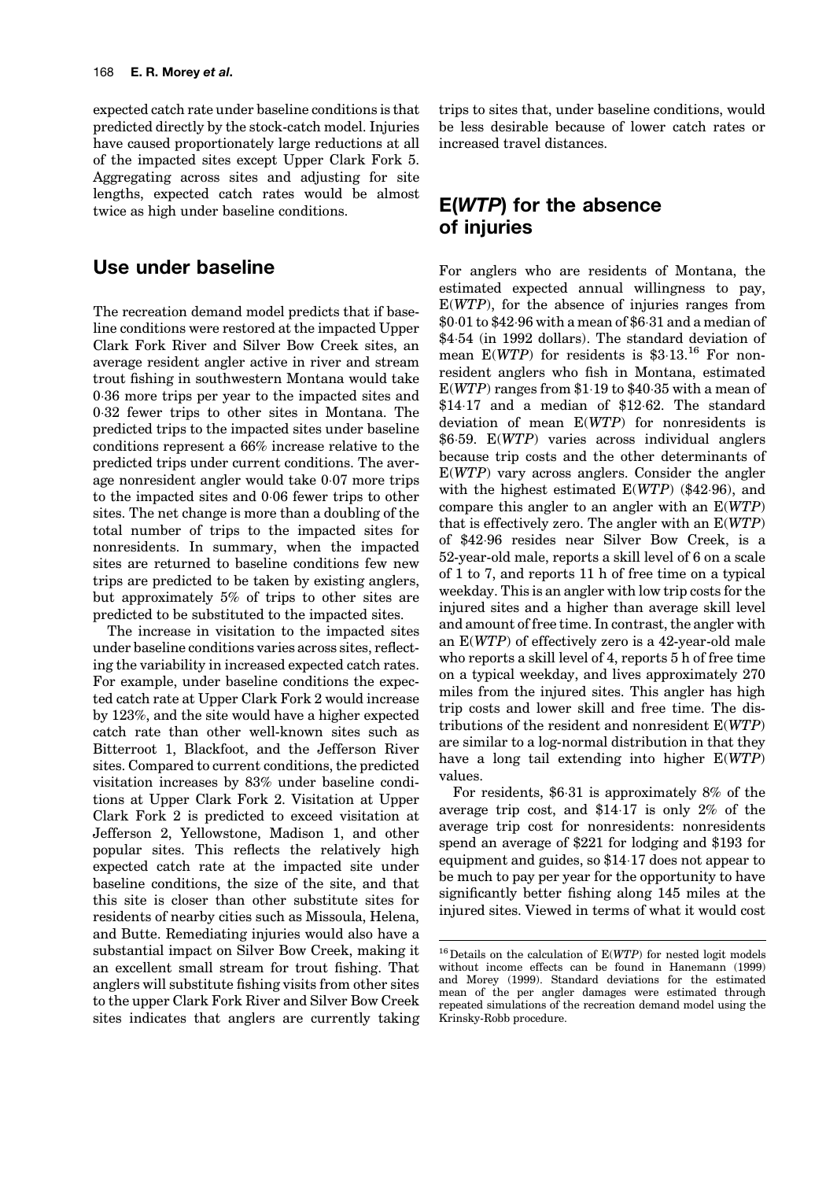expected catch rate under baseline conditions is that predicted directly by the stock-catch model. Injuries have caused proportionately large reductions at all of the impacted sites except Upper Clark Fork 5. Aggregating across sites and adjusting for site lengths, expected catch rates would be almost twice as high under baseline conditions.

## Use under baseline

The recreation demand model predicts that if baseline conditions were restored at the impacted Upper Clark Fork River and Silver Bow Creek sites, an average resident angler active in river and stream trout fishing in southwestern Montana would take 0·36 more trips per year to the impacted sites and 0·32 fewer trips to other sites in Montana. The predicted trips to the impacted sites under baseline conditions represent a 66% increase relative to the predicted trips under current conditions. The average nonresident angler would take 0·07 more trips to the impacted sites and 0·06 fewer trips to other sites. The net change is more than a doubling of the total number of trips to the impacted sites for nonresidents. In summary, when the impacted sites are returned to baseline conditions few new trips are predicted to be taken by existing anglers, but approximately 5% of trips to other sites are predicted to be substituted to the impacted sites.

The increase in visitation to the impacted sites under baseline conditions varies across sites, reflecting the variability in increased expected catch rates. For example, under baseline conditions the expected catch rate at Upper Clark Fork 2 would increase by 123%, and the site would have a higher expected catch rate than other well-known sites such as Bitterroot 1, Blackfoot, and the Jefferson River sites. Compared to current conditions, the predicted visitation increases by 83% under baseline conditions at Upper Clark Fork 2. Visitation at Upper Clark Fork 2 is predicted to exceed visitation at Jefferson 2, Yellowstone, Madison 1, and other popular sites. This reflects the relatively high expected catch rate at the impacted site under baseline conditions, the size of the site, and that this site is closer than other substitute sites for residents of nearby cities such as Missoula, Helena, and Butte. Remediating injuries would also have a substantial impact on Silver Bow Creek, making it an excellent small stream for trout fishing. That anglers will substitute fishing visits from other sites to the upper Clark Fork River and Silver Bow Creek sites indicates that anglers are currently taking trips to sites that, under baseline conditions, would be less desirable because of lower catch rates or increased travel distances.

## E(*WTP*) for the absence of injuries

For anglers who are residents of Montana, the estimated expected annual willingness to pay, E(*WTP*), for the absence of injuries ranges from \$0·01 to \$42·96 with a mean of \$6·31 and a median of \$4·54 (in 1992 dollars). The standard deviation of mean E(*WTP*) for residents is \$3·13.[16] For nonresident anglers who fish in Montana, estimated E(*WTP*) ranges from \$1·19 to \$40·35 with a mean of \$14·17 and a median of \$12·62. The standard deviation of mean E(*WTP*) for nonresidents is \$6·59. E(*WTP*) varies across individual anglers because trip costs and the other determinants of E(*WTP*) vary across anglers. Consider the angler with the highest estimated E(*WTP*) (\$42·96), and compare this angler to an angler with an E(*WTP*) that is effectively zero. The angler with an E(*WTP*) of \$42·96 resides near Silver Bow Creek, is a 52-year-old male, reports a skill level of 6 on a scale of 1 to 7, and reports 11 h of free time on a typical weekday. This is an angler with low trip costs for the injured sites and a higher than average skill level and amount of free time. In contrast, the angler with an E(*WTP*) of effectively zero is a 42-year-old male who reports a skill level of 4, reports 5 h of free time on a typical weekday, and lives approximately 270 miles from the injured sites. This angler has high trip costs and lower skill and free time. The distributions of the resident and nonresident E(*WTP*) are similar to a log-normal distribution in that they have a long tail extending into higher E(*WTP*) values.

For residents, \$6·31 is approximately 8% of the average trip cost, and \$14·17 is only 2% of the average trip cost for nonresidents: nonresidents spend an average of \$221 for lodging and \$193 for equipment and guides, so \$14·17 does not appear to be much to pay per year for the opportunity to have significantly better fishing along 145 miles at the injured sites. Viewed in terms of what it would cost

[16] Details on the calculation of E(*WTP*) for nested logit models without income effects can be found in Hanemann (1999) and Morey (1999). Standard deviations for the estimated mean of the per angler damages were estimated through repeated simulations of the recreation demand model using the Krinsky-Robb procedure.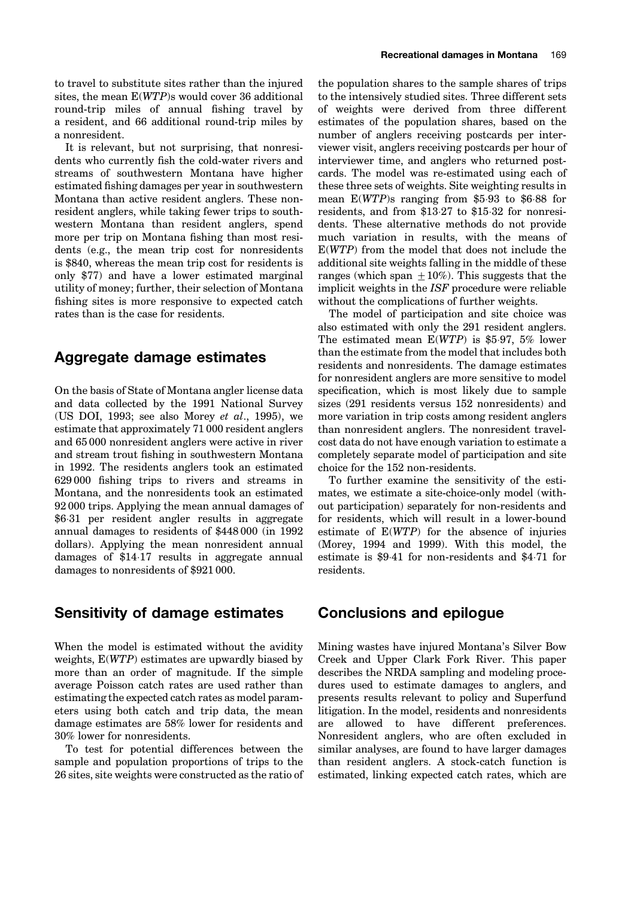to travel to substitute sites rather than the injured sites, the mean E(*WTP*)s would cover 36 additional round-trip miles of annual fishing travel by a resident, and 66 additional round-trip miles by a nonresident.

It is relevant, but not surprising, that nonresidents who currently fish the cold-water rivers and streams of southwestern Montana have higher estimated fishing damages per year in southwestern Montana than active resident anglers. These nonresident anglers, while taking fewer trips to southwestern Montana than resident anglers, spend more per trip on Montana fishing than most residents (e.g., the mean trip cost for nonresidents is \$840, whereas the mean trip cost for residents is only \$77) and have a lower estimated marginal utility of money; further, their selection of Montana fishing sites is more responsive to expected catch rates than is the case for residents.

## Aggregate damage estimates

On the basis of State of Montana angler license data and data collected by the 1991 National Survey (US DOI, 1993; see also Morey *et al*., 1995), we estimate that approximately 71 000 resident anglers and 65 000 nonresident anglers were active in river and stream trout fishing in southwestern Montana in 1992. The residents anglers took an estimated 629 000 fishing trips to rivers and streams in Montana, and the nonresidents took an estimated 92 000 trips. Applying the mean annual damages of \$6·31 per resident angler results in aggregate annual damages to residents of \$448 000 (in 1992 dollars). Applying the mean nonresident annual damages of \$14·17 results in aggregate annual damages to nonresidents of \$921 000.

## Sensitivity of damage estimates

When the model is estimated without the avidity weights, E(*WTP*) estimates are upwardly biased by more than an order of magnitude. If the simple average Poisson catch rates are used rather than estimating the expected catch rates as model parameters using both catch and trip data, the mean damage estimates are 58% lower for residents and 30% lower for nonresidents.

To test for potential differences between the sample and population proportions of trips to the 26 sites, site weights were constructed as the ratio of the population shares to the sample shares of trips to the intensively studied sites. Three different sets of weights were derived from three different estimates of the population shares, based on the number of anglers receiving postcards per interviewer visit, anglers receiving postcards per hour of interviewer time, and anglers who returned postcards. The model was re-estimated using each of these three sets of weights. Site weighting results in mean E(*WTP*)s ranging from \$5·93 to \$6·88 for residents, and from \$13·27 to \$15·32 for nonresidents. These alternative methods do not provide much variation in results, with the means of E(*WTP*) from the model that does not include the additional site weights falling in the middle of these ranges (which span $\pm 10\%$). This suggests that the implicit weights in the *ISF* procedure were reliable without the complications of further weights.

The model of participation and site choice was also estimated with only the 291 resident anglers. The estimated mean E(*WTP*) is \$5·97, 5% lower than the estimate from the model that includes both residents and nonresidents. The damage estimates for nonresident anglers are more sensitive to model specification, which is most likely due to sample sizes (291 residents versus 152 nonresidents) and more variation in trip costs among resident anglers than nonresident anglers. The nonresident travel-cost data do not have enough variation to estimate a completely separate model of participation and site choice for the 152 non-residents.

To further examine the sensitivity of the estimates, we estimate a site-choice-only model (without participation) separately for non-residents and for residents, which will result in a lower-bound estimate of E(*WTP*) for the absence of injuries (Morey, 1994 and 1999). With this model, the estimate is \$9·41 for non-residents and \$4·71 for residents.

## Conclusions and epilogue

Mining wastes have injured Montana's Silver Bow Creek and Upper Clark Fork River. This paper describes the NRDA sampling and modeling procedures used to estimate damages to anglers, and presents results relevant to policy and Superfund litigation. In the model, residents and nonresidents are allowed to have different preferences. Nonresident anglers, who are often excluded in similar analyses, are found to have larger damages than resident anglers. A stock-catch function is estimated, linking expected catch rates, which are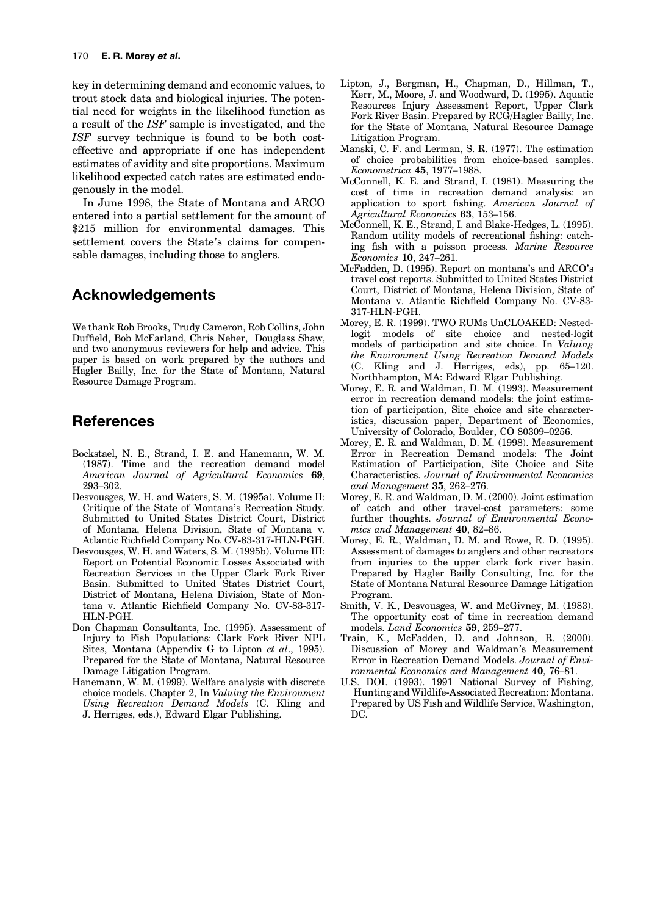key in determining demand and economic values, to trout stock data and biological injuries. The potential need for weights in the likelihood function as a result of the *ISF* sample is investigated, and the *ISF* survey technique is found to be both cost-effective and appropriate if one has independent estimates of avidity and site proportions. Maximum likelihood expected catch rates are estimated endogenously in the model.

In June 1998, the State of Montana and ARCO entered into a partial settlement for the amount of \$215 million for environmental damages. This settlement covers the State's claims for compensable damages, including those to anglers.

## Acknowledgements

We thank Rob Brooks, Trudy Cameron, Rob Collins, John Duffield, Bob McFarland, Chris Neher, Douglass Shaw, and two anonymous reviewers for help and advice. This paper is based on work prepared by the authors and Hagler Bailly, Inc. for the State of Montana, Natural Resource Damage Program.

## References

Bockstael, N. E., Strand, I. E. and Hanemann, W. M. (1987). Time and the recreation demand model *American Journal of Agricultural Economics* **69**, 293–302.

Desvousges, W. H. and Waters, S. M. (1995a). Volume II: Critique of the State of Montana's Recreation Study. Submitted to United States District Court, District of Montana, Helena Division, State of Montana v. Atlantic Richfield Company No. CV-83-317-HLN-PGH.

Desvousges, W. H. and Waters, S. M. (1995b). Volume III: Report on Potential Economic Losses Associated with Recreation Services in the Upper Clark Fork River Basin. Submitted to United States District Court, District of Montana, Helena Division, State of Montana v. Atlantic Richfield Company No. CV-83-317-HLN-PGH.

Don Chapman Consultants, Inc. (1995). Assessment of Injury to Fish Populations: Clark Fork River NPL Sites, Montana (Appendix G to Lipton *et al*., 1995). Prepared for the State of Montana, Natural Resource Damage Litigation Program.

Hanemann, W. M. (1999). Welfare analysis with discrete choice models. Chapter 2, In *Valuing the Environment Using Recreation Demand Models* (C. Kling and J. Herriges, eds.), Edward Elgar Publishing.

Lipton, J., Bergman, H., Chapman, D., Hillman, T., Kerr, M., Moore, J. and Woodward, D. (1995). Aquatic Resources Injury Assessment Report, Upper Clark Fork River Basin. Prepared by RCG/Hagler Bailly, Inc. for the State of Montana, Natural Resource Damage Litigation Program.

Manski, C. F. and Lerman, S. R. (1977). The estimation of choice probabilities from choice-based samples. *Econometrica* **45**, 1977–1988.

McConnell, K. E. and Strand, I. (1981). Measuring the cost of time in recreation demand analysis: an application to sport fishing. *American Journal of Agricultural Economics* **63**, 153–156.

McConnell, K. E., Strand, I. and Blake-Hedges, L. (1995). Random utility models of recreational fishing: catching fish with a poisson process. *Marine Resource Economics* **10**, 247–261.

McFadden, D. (1995). Report on montana's and ARCO's travel cost reports. Submitted to United States District Court, District of Montana, Helena Division, State of Montana v. Atlantic Richfield Company No. CV-83-317-HLN-PGH.

Morey, E. R. (1999). TWO RUMs UnCLOAKED: Nested-logit models of site choice and nested-logit models of participation and site choice. In *Valuing the Environment Using Recreation Demand Models* (C. Kling and J. Herriges, eds), pp. 65–120. Northhampton, MA: Edward Elgar Publishing.

Morey, E. R. and Waldman, D. M. (1993). Measurement error in recreation demand models: the joint estimation of participation, Site choice and site characteristics, discussion paper, Department of Economics, University of Colorado, Boulder, CO 80309–0256.

Morey, E. R. and Waldman, D. M. (1998). Measurement Error in Recreation Demand models: The Joint Estimation of Participation, Site Choice and Site Characteristics. *Journal of Environmental Economics and Management* **35**, 262–276.

Morey, E. R. and Waldman, D. M. (2000). Joint estimation of catch and other travel-cost parameters: some further thoughts. *Journal of Environmental Economics and Management* **40**, 82–86.

Morey, E. R., Waldman, D. M. and Rowe, R. D. (1995). Assessment of damages to anglers and other recreators from injuries to the upper clark fork river basin. Prepared by Hagler Bailly Consulting, Inc. for the State of Montana Natural Resource Damage Litigation Program.

Smith, V. K., Desvousges, W. and McGivney, M. (1983). The opportunity cost of time in recreation demand models. *Land Economics* **59**, 259–277.

Train, K., McFadden, D. and Johnson, R. (2000). Discussion of Morey and Waldman's Measurement Error in Recreation Demand Models. *Journal of Environmental Economics and Management* **40**, 76–81.

U.S. DOI. (1993). 1991 National Survey of Fishing, Hunting and Wildlife-Associated Recreation: Montana. Prepared by US Fish and Wildlife Service, Washington, DC.